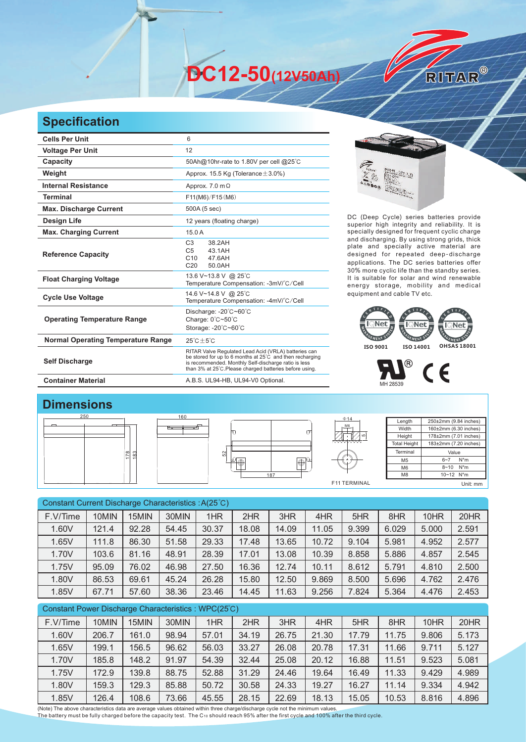# DC12-50(12V50Ah)

RITAR®

## Specification

| | |
|---|---|
| Cells Per Unit | 6 |
| Voltage Per Unit | 12 |
| Capacity | 50Ah@10hr-rate to 1.80V per cell @25°C |
| Weight | Approx. 15.5 Kg (Tolerance±3.0%) |
| Internal Resistance | Approx. 7.0 mΩ |
| Terminal | F11(M6)/F15(M6) |
| Max. Discharge Current | 500A (5 sec) |
| Design Life | 12 years (floating charge) |
| Max. Charging Current | 15.0 A |
| Reference Capacity | C3 38.2AH<br>C5 43.1AH<br>C10 47.6AH<br>C20 50.0AH |
| Float Charging Voltage | 13.6 V~13.8 V @ 25°C<br>Temperature Compensation: -3mV/°C/Cell |
| Cycle Use Voltage | 14.6 V~14.8 V @ 25°C<br>Temperature Compensation: -4mV/°C/Cell |
| Operating Temperature Range | Discharge: -20°C~60°C<br>Charge: 0°C~50°C<br>Storage: -20°C~60°C |
| Normal Operating Temperature Range | 25°C±5°C |
| Self Discharge | RITAR Valve Regulated Lead Acid (VRLA) batteries can be stored for up to 6 months at 25°C and then recharging is recommended. Monthly Self-discharge ratio is less than 3% at 25°C.Please charged batteries before using. |
| Container Material | A.B.S. UL94-HB, UL94-V0 Optional. |

DC (Deep Cycle) series batteries provide superior high integrity and reliability. It is specially designed for frequent cyclic charge and discharging. By using strong grids, thick plate and specially active material are designed for repeated deep-discharge applications. The DC series batteries offer 30% more cyclic life than the standby series. It is suitable for solar and wind renewable energy storage, mobility and medical equipment and cable TV etc.

ISO 9001 ISO 14001 OHSAS 18001

MH 28539

## Dimensions

250 160 178 183 52 187 Φ14 M6 5

F11 TERMINAL

| Length | 250±2mm (9.84 inches) |
|---|---|
| Width | 160±2mm (6.30 inches) |
| Height | 178±2mm (7.01 inches) |
| Total Height | 183±2mm (7.20 inches) |

| Terminal | Value |
|---|---|
| M5 | 6~7 N*m |
| M6 | 8~10 N*m |
| M8 | 10~12 N*m |

Unit: mm

Constant Current Discharge Characteristics : A(25°C)

| F.V/Time | 10MIN | 15MIN | 30MIN | 1HR | 2HR | 3HR | 4HR | 5HR | 8HR | 10HR | 20HR |
|---|---|---|---|---|---|---|---|---|---|---|---|
| 1.60V | 121.4 | 92.28 | 54.45 | 30.37 | 18.08 | 14.09 | 11.05 | 9.399 | 6.029 | 5.000 | 2.591 |
| 1.65V | 111.8 | 86.30 | 51.58 | 29.33 | 17.48 | 13.65 | 10.72 | 9.104 | 5.981 | 4.952 | 2.577 |
| 1.70V | 103.6 | 81.16 | 48.91 | 28.39 | 17.01 | 13.08 | 10.39 | 8.858 | 5.886 | 4.857 | 2.545 |
| 1.75V | 95.09 | 76.02 | 46.98 | 27.50 | 16.36 | 12.74 | 10.11 | 8.612 | 5.791 | 4.810 | 2.500 |
| 1.80V | 86.53 | 69.61 | 45.24 | 26.28 | 15.80 | 12.50 | 9.869 | 8.500 | 5.696 | 4.762 | 2.476 |
| 1.85V | 67.71 | 57.60 | 38.36 | 23.46 | 14.45 | 11.63 | 9.256 | 7.824 | 5.364 | 4.476 | 2.453 |

Constant Power Discharge Characteristics : WPC(25°C)

| F.V/Time | 10MIN | 15MIN | 30MIN | 1HR | 2HR | 3HR | 4HR | 5HR | 8HR | 10HR | 20HR |
|---|---|---|---|---|---|---|---|---|---|---|---|
| 1.60V | 206.7 | 161.0 | 98.94 | 57.01 | 34.19 | 26.75 | 21.30 | 17.79 | 11.75 | 9.806 | 5.173 |
| 1.65V | 199.1 | 156.5 | 96.62 | 56.03 | 33.27 | 26.08 | 20.78 | 17.31 | 11.66 | 9.711 | 5.127 |
| 1.70V | 185.8 | 148.2 | 91.97 | 54.39 | 32.44 | 25.08 | 20.12 | 16.88 | 11.51 | 9.523 | 5.081 |
| 1.75V | 172.9 | 139.8 | 88.75 | 52.88 | 31.29 | 24.46 | 19.64 | 16.49 | 11.33 | 9.429 | 4.989 |
| 1.80V | 159.3 | 129.3 | 85.88 | 50.72 | 30.58 | 24.33 | 19.27 | 16.27 | 11.14 | 9.334 | 4.942 |
| 1.85V | 126.4 | 108.6 | 73.66 | 45.55 | 28.15 | 22.69 | 18.13 | 15.05 | 10.53 | 8.816 | 4.896 |

(Note) The above characteristics data are average values obtained within three charge/discharge cycle not the minimum values.
The battery must be fully charged before the capacity test. The $C_{10}$ should reach 95% after the first cycle and 100% after the third cycle.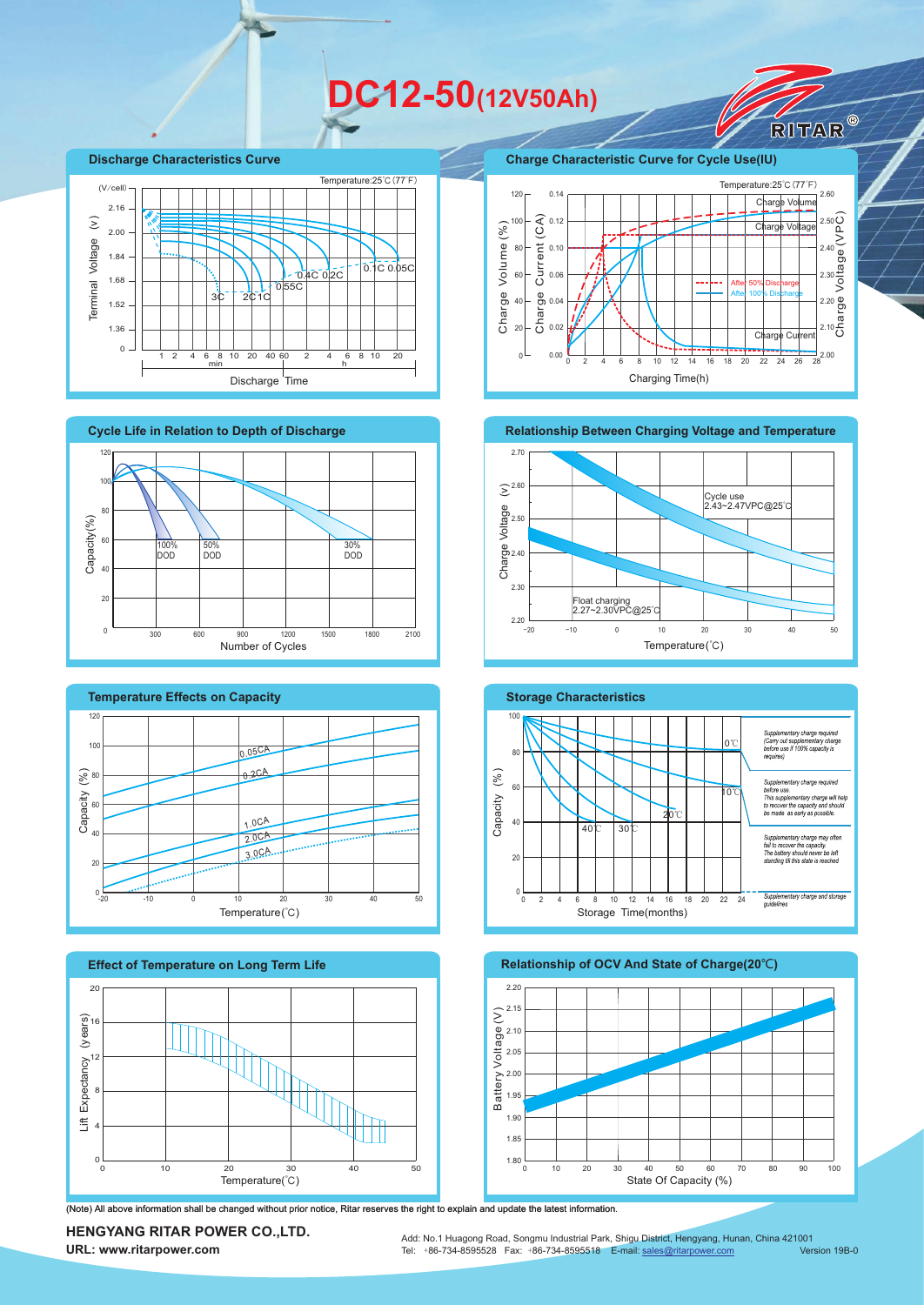# DC12-50(12V50Ah)

RITAR®

## Discharge Characteristics Curve

Temperature:25°C (77°F)

(V/cell)

Terminal Voltage (v)

2.16
2.00
1.84
1.68
1.52
1.36
0

3C 2C 1C 0.55C 0.4C 0.2C 0.1C 0.05C

1 2 4 6 8 10 20 40 60 2 4 6 8 10 20

min h

Discharge Time

## Charge Characteristic Curve for Cycle Use(IU)

Temperature:25°C (77°F)

Charge Volume (%)

Charge Current (CA)

Charge Voltage (VPC)

120 100 80 60 40 20 0

0.14 0.12 0.10 0.08 0.06 0.04 0.02 0.00

2.60 2.50 2.40 2.30 2.20 2.10 2.00

Charge Volume

Charge Voltage

After 50% Discharge

After 100% Discharge

Charge Current

0 2 4 6 8 10 12 14 16 18 20 22 24 26 28

Charging Time(h)

## Cycle Life in Relation to Depth of Discharge

Capacity(%)

120 100 80 60 40 20 0

100% DOD

50% DOD

30% DOD

300 600 900 1200 1500 1800 2100

Number of Cycles

## Relationship Between Charging Voltage and Temperature

Charge Voltage (v)

2.70 2.60 2.50 2.40 2.30 2.20

Cycle use
2.43~2.47VPC@25°C

Float charging
2.27~2.30VPC@25°C

−20 −10 0 10 20 30 40 50

Temperature(°C)

## Temperature Effects on Capacity

Capacity (%)

120 100 80 60 40 20 0

0.05CA

0.2CA

1.0CA

2.0CA

3.0CA

-20 -10 0 10 20 30 40 50

Temperature(°C)

## Storage Characteristics

Capacity (%)

100 80 60 40 20 0

0°C

10°C

20°C

40°C

30°C

0 2 4 6 8 10 12 14 16 18 20 22 24

Storage Time(months)

Supplementary charge required (Carry out supplementary charge before use if 100% capacity is requires)

Supplementary charge required before use. This supplementary charge will help to recover the capacity and should be made as early as possible.

Supplementary charge may often fail to recover the capacity. The battery should never be left standing till this state is reached

Supplementary charge and storage guidelines

## Effect of Temperature on Long Term Life

Lift Expectancy (years)

20 16 12 8 4 0

0 10 20 30 40 50

Temperature(°C)

## Relationship of OCV And State of Charge(20°C)

Battery Voltage (V)

2.20 2.15 2.10 2.05 2.00 1.95 1.90 1.85 1.80

0 10 20 30 40 50 60 70 80 90 100

State Of Capacity (%)

(Note) All above information shall be changed without prior notice, Ritar reserves the right to explain and update the latest information.

**HENGYANG RITAR POWER CO.,LTD.**

**URL: www.ritarpower.com**

Add: No.1 Huagong Road, Songmu Industrial Park, Shigu District, Hengyang, Hunan, China 421001

Tel: +86-734-8595528 Fax: +86-734-8595518 E-mail: sales@ritarpower.com

Version 19B-0